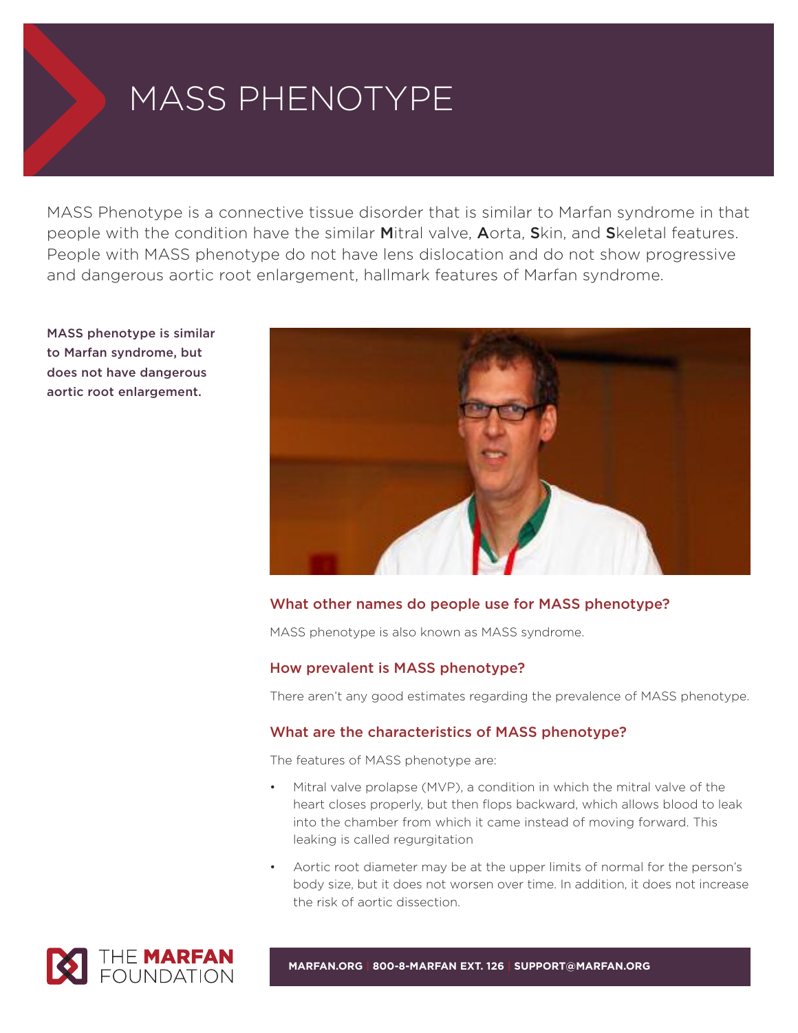# MASS PHENOTYPE

MASS Phenotype is a connective tissue disorder that is similar to Marfan syndrome in that people with the condition have the similar **M**itral valve, **A**orta, **S**kin, and **S**keletal features. People with MASS phenotype do not have lens dislocation and do not show progressive and dangerous aortic root enlargement, hallmark features of Marfan syndrome.

**MASS phenotype is similar to Marfan syndrome, but does not have dangerous aortic root enlargement.**

### What other names do people use for MASS phenotype?

MASS phenotype is also known as MASS syndrome.

### How prevalent is MASS phenotype?

There aren't any good estimates regarding the prevalence of MASS phenotype.

### What are the characteristics of MASS phenotype?

The features of MASS phenotype are:

- Mitral valve prolapse (MVP), a condition in which the mitral valve of the heart closes properly, but then flops backward, which allows blood to leak into the chamber from which it came instead of moving forward. This leaking is called regurgitation
- Aortic root diameter may be at the upper limits of normal for the person's body size, but it does not worsen over time. In addition, it does not increase the risk of aortic dissection.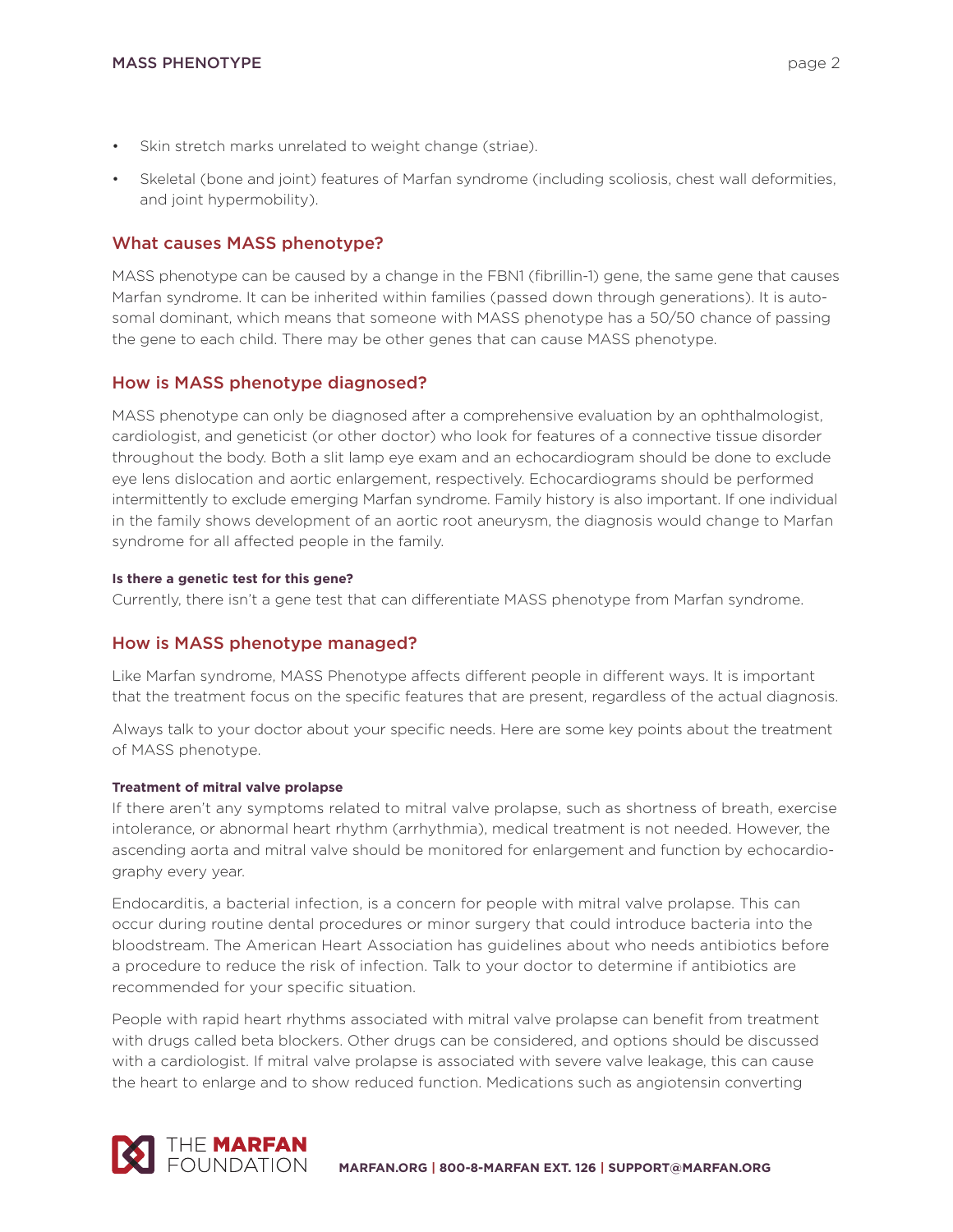- Skin stretch marks unrelated to weight change (striae).
- Skeletal (bone and joint) features of Marfan syndrome (including scoliosis, chest wall deformities, and joint hypermobility).

## What causes MASS phenotype?

MASS phenotype can be caused by a change in the FBN1 (fibrillin-1) gene, the same gene that causes Marfan syndrome. It can be inherited within families (passed down through generations). It is autosomal dominant, which means that someone with MASS phenotype has a 50/50 chance of passing the gene to each child. There may be other genes that can cause MASS phenotype.

## How is MASS phenotype diagnosed?

MASS phenotype can only be diagnosed after a comprehensive evaluation by an ophthalmologist, cardiologist, and geneticist (or other doctor) who look for features of a connective tissue disorder throughout the body. Both a slit lamp eye exam and an echocardiogram should be done to exclude eye lens dislocation and aortic enlargement, respectively. Echocardiograms should be performed intermittently to exclude emerging Marfan syndrome. Family history is also important. If one individual in the family shows development of an aortic root aneurysm, the diagnosis would change to Marfan syndrome for all affected people in the family.

#### Is there a genetic test for this gene?

Currently, there isn't a gene test that can differentiate MASS phenotype from Marfan syndrome.

## How is MASS phenotype managed?

Like Marfan syndrome, MASS Phenotype affects different people in different ways. It is important that the treatment focus on the specific features that are present, regardless of the actual diagnosis.

Always talk to your doctor about your specific needs. Here are some key points about the treatment of MASS phenotype.

#### Treatment of mitral valve prolapse

If there aren't any symptoms related to mitral valve prolapse, such as shortness of breath, exercise intolerance, or abnormal heart rhythm (arrhythmia), medical treatment is not needed. However, the ascending aorta and mitral valve should be monitored for enlargement and function by echocardiography every year.

Endocarditis, a bacterial infection, is a concern for people with mitral valve prolapse. This can occur during routine dental procedures or minor surgery that could introduce bacteria into the bloodstream. The American Heart Association has guidelines about who needs antibiotics before a procedure to reduce the risk of infection. Talk to your doctor to determine if antibiotics are recommended for your specific situation.

People with rapid heart rhythms associated with mitral valve prolapse can benefit from treatment with drugs called beta blockers. Other drugs can be considered, and options should be discussed with a cardiologist. If mitral valve prolapse is associated with severe valve leakage, this can cause the heart to enlarge and to show reduced function. Medications such as angiotensin converting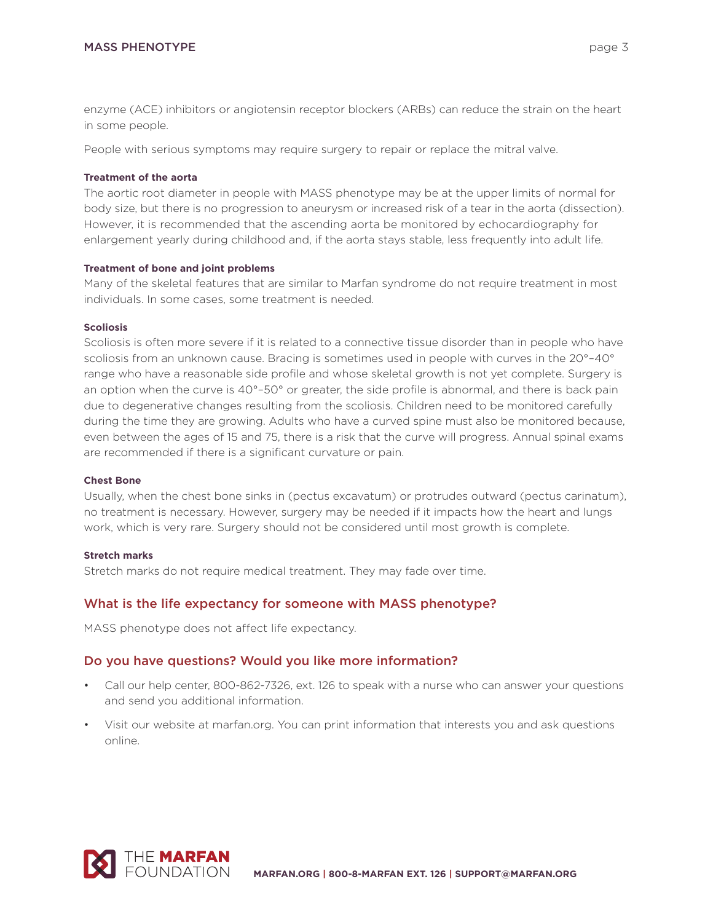enzyme (ACE) inhibitors or angiotensin receptor blockers (ARBs) can reduce the strain on the heart in some people.

People with serious symptoms may require surgery to repair or replace the mitral valve.

#### Treatment of the aorta

The aortic root diameter in people with MASS phenotype may be at the upper limits of normal for body size, but there is no progression to aneurysm or increased risk of a tear in the aorta (dissection). However, it is recommended that the ascending aorta be monitored by echocardiography for enlargement yearly during childhood and, if the aorta stays stable, less frequently into adult life.

#### Treatment of bone and joint problems

Many of the skeletal features that are similar to Marfan syndrome do not require treatment in most individuals. In some cases, some treatment is needed.

#### Scoliosis

Scoliosis is often more severe if it is related to a connective tissue disorder than in people who have scoliosis from an unknown cause. Bracing is sometimes used in people with curves in the 20°–40° range who have a reasonable side profile and whose skeletal growth is not yet complete. Surgery is an option when the curve is 40°–50° or greater, the side profile is abnormal, and there is back pain due to degenerative changes resulting from the scoliosis. Children need to be monitored carefully during the time they are growing. Adults who have a curved spine must also be monitored because, even between the ages of 15 and 75, there is a risk that the curve will progress. Annual spinal exams are recommended if there is a significant curvature or pain.

#### Chest Bone

Usually, when the chest bone sinks in (pectus excavatum) or protrudes outward (pectus carinatum), no treatment is necessary. However, surgery may be needed if it impacts how the heart and lungs work, which is very rare. Surgery should not be considered until most growth is complete.

#### Stretch marks

Stretch marks do not require medical treatment. They may fade over time.

## What is the life expectancy for someone with MASS phenotype?

MASS phenotype does not affect life expectancy.

## Do you have questions? Would you like more information?

- Call our help center, 800-862-7326, ext. 126 to speak with a nurse who can answer your questions and send you additional information.
- Visit our website at marfan.org. You can print information that interests you and ask questions online.

THE MARFAN FOUNDATION

MARFAN.ORG | 800-8-MARFAN EXT. 126 | SUPPORT@MARFAN.ORG